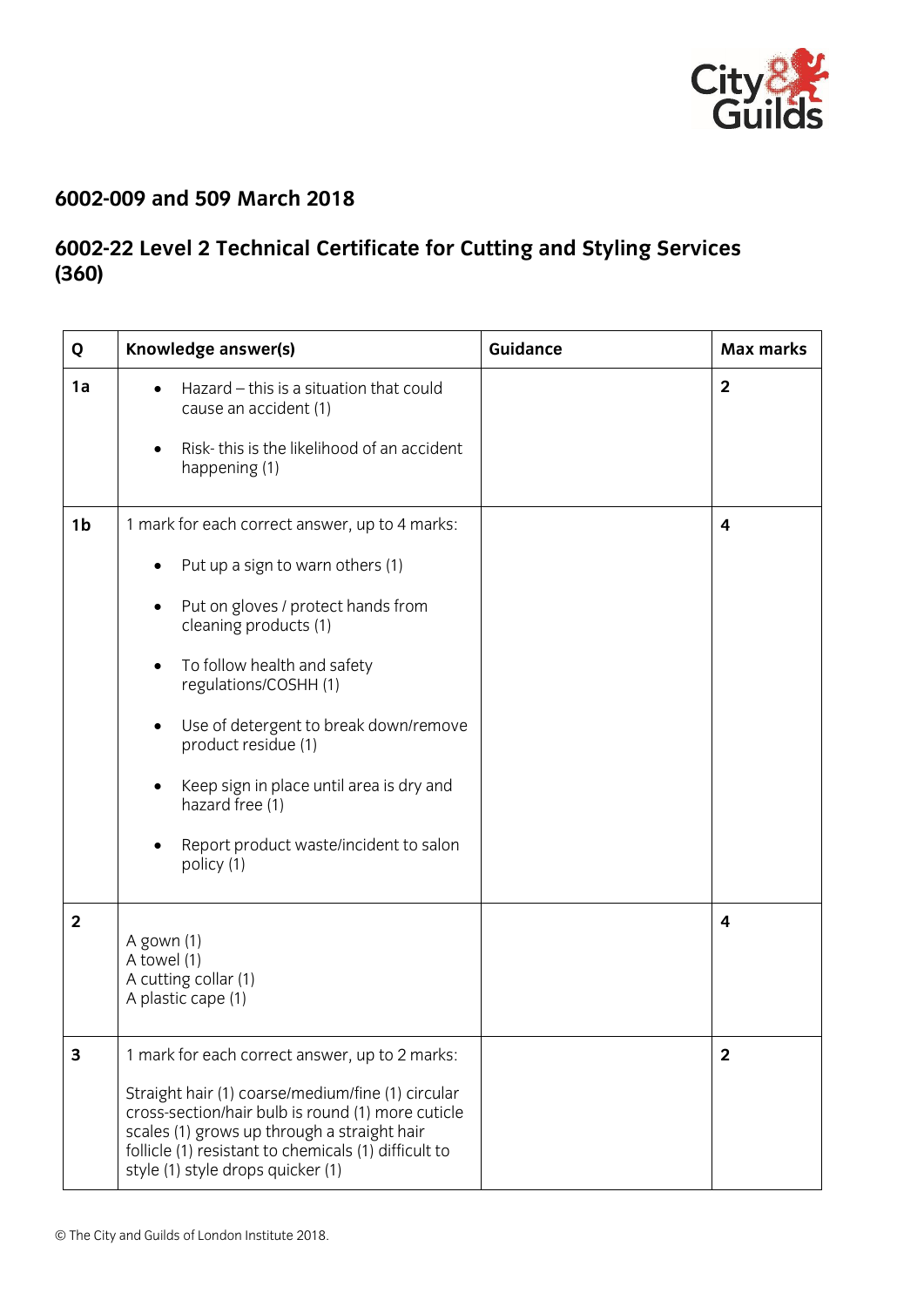## 6002-009 and 509 March 2018

## 6002-22 Level 2 Technical Certificate for Cutting and Styling Services (360)

| Q | Knowledge answer(s) | Guidance | Max marks |
|---|---|---|---|
| 1a | • Hazard – this is a situation that could cause an accident (1)<br><br>• Risk- this is the likelihood of an accident happening (1) | | 2 |
| 1b | 1 mark for each correct answer, up to 4 marks:<br><br>• Put up a sign to warn others (1)<br><br>• Put on gloves / protect hands from cleaning products (1)<br><br>• To follow health and safety regulations/COSHH (1)<br><br>• Use of detergent to break down/remove product residue (1)<br><br>• Keep sign in place until area is dry and hazard free (1)<br><br>• Report product waste/incident to salon policy (1) | | 4 |
| 2 | A gown (1)<br>A towel (1)<br>A cutting collar (1)<br>A plastic cape (1) | | 4 |
| 3 | 1 mark for each correct answer, up to 2 marks:<br><br>Straight hair (1) coarse/medium/fine (1) circular cross-section/hair bulb is round (1) more cuticle scales (1) grows up through a straight hair follicle (1) resistant to chemicals (1) difficult to style (1) style drops quicker (1) | | 2 |

© The City and Guilds of London Institute 2018.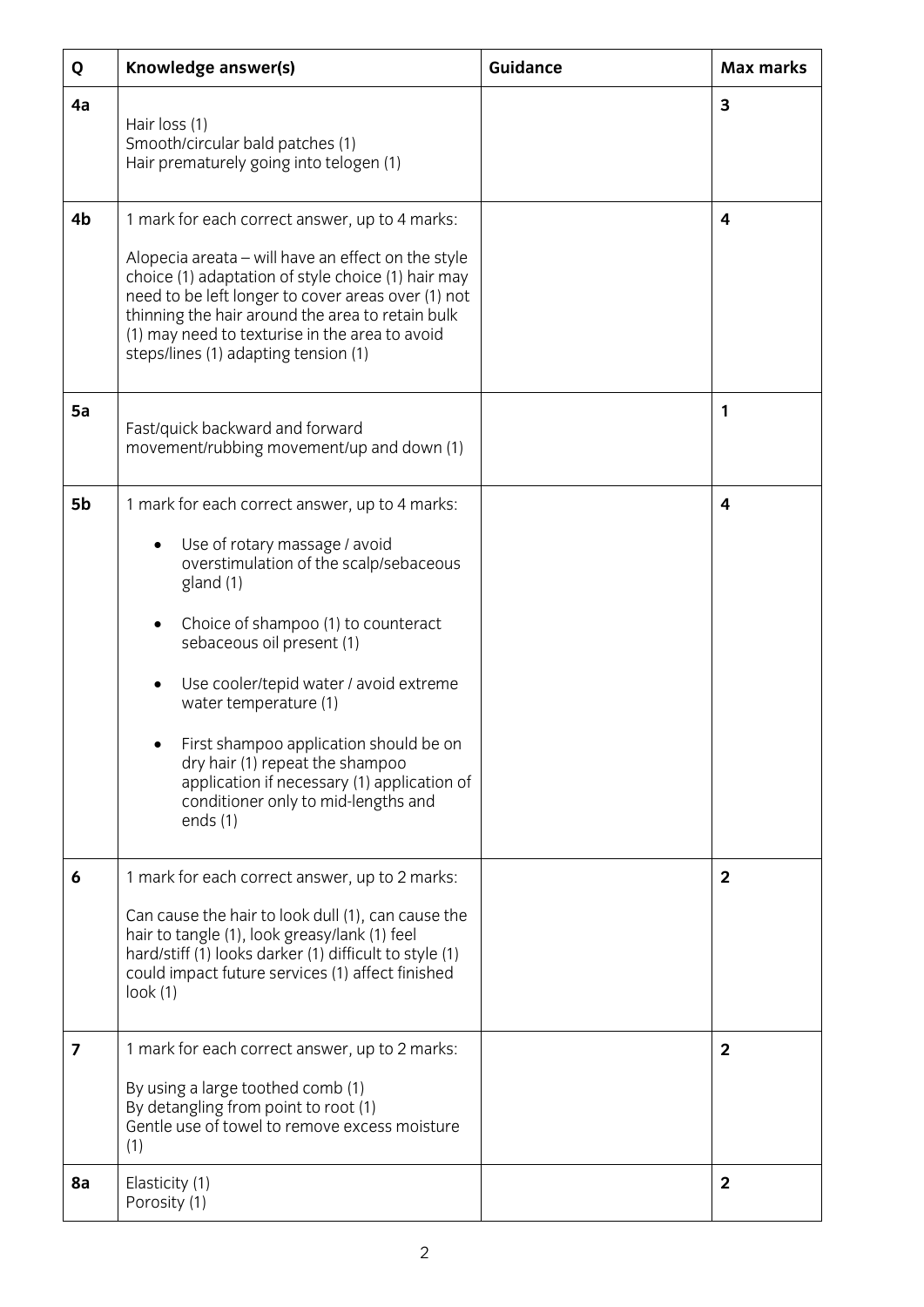| Q | Knowledge answer(s) | Guidance | Max marks |
|---|---|---|---|
| **4a** | Hair loss (1)<br>Smooth/circular bald patches (1)<br>Hair prematurely going into telogen (1) | | **3** |
| **4b** | 1 mark for each correct answer, up to 4 marks:<br><br>Alopecia areata – will have an effect on the style choice (1) adaptation of style choice (1) hair may need to be left longer to cover areas over (1) not thinning the hair around the area to retain bulk (1) may need to texturise in the area to avoid steps/lines (1) adapting tension (1) | | **4** |
| **5a** | Fast/quick backward and forward movement/rubbing movement/up and down (1) | | **1** |
| **5b** | 1 mark for each correct answer, up to 4 marks:<br><br>• Use of rotary massage / avoid overstimulation of the scalp/sebaceous gland (1)<br><br>• Choice of shampoo (1) to counteract sebaceous oil present (1)<br><br>• Use cooler/tepid water / avoid extreme water temperature (1)<br><br>• First shampoo application should be on dry hair (1) repeat the shampoo application if necessary (1) application of conditioner only to mid-lengths and ends (1) | | **4** |
| **6** | 1 mark for each correct answer, up to 2 marks:<br><br>Can cause the hair to look dull (1), can cause the hair to tangle (1), look greasy/lank (1) feel hard/stiff (1) looks darker (1) difficult to style (1) could impact future services (1) affect finished look (1) | | **2** |
| **7** | 1 mark for each correct answer, up to 2 marks:<br><br>By using a large toothed comb (1)<br>By detangling from point to root (1)<br>Gentle use of towel to remove excess moisture (1) | | **2** |
| **8a** | Elasticity (1)<br>Porosity (1) | | **2** |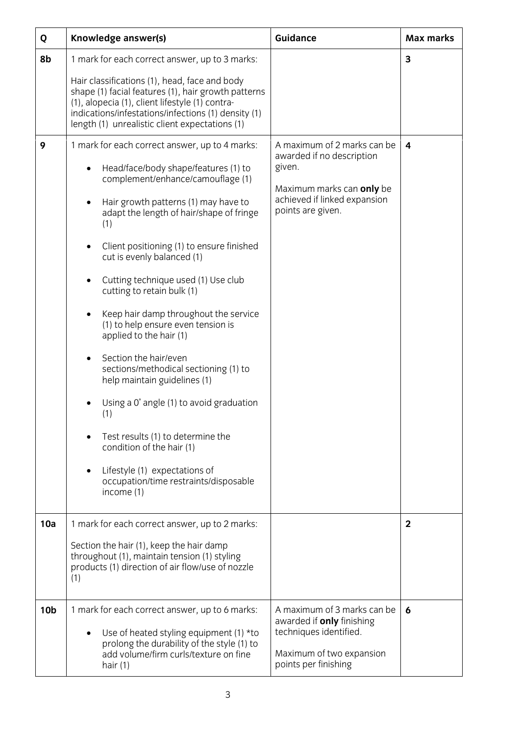| Q | Knowledge answer(s) | Guidance | Max marks |
|---|---|---|---|
| **8b** | 1 mark for each correct answer, up to 3 marks:<br><br>Hair classifications (1), head, face and body shape (1) facial features (1), hair growth patterns (1), alopecia (1), client lifestyle (1) contra-indications/infestations/infections (1) density (1) length (1) unrealistic client expectations (1) | | **3** |
| **9** | 1 mark for each correct answer, up to 4 marks:<br><br>• Head/face/body shape/features (1) to complement/enhance/camouflage (1)<br><br>• Hair growth patterns (1) may have to adapt the length of hair/shape of fringe (1)<br><br>• Client positioning (1) to ensure finished cut is evenly balanced (1)<br><br>• Cutting technique used (1) Use club cutting to retain bulk (1)<br><br>• Keep hair damp throughout the service (1) to help ensure even tension is applied to the hair (1)<br><br>• Section the hair/even sections/methodical sectioning (1) to help maintain guidelines (1)<br><br>• Using a 0˚ angle (1) to avoid graduation (1)<br><br>• Test results (1) to determine the condition of the hair (1)<br><br>• Lifestyle (1) expectations of occupation/time restraints/disposable income (1) | A maximum of 2 marks can be awarded if no description given.<br><br>Maximum marks can **only** be achieved if linked expansion points are given. | **4** |
| **10a** | 1 mark for each correct answer, up to 2 marks:<br><br>Section the hair (1), keep the hair damp throughout (1), maintain tension (1) styling products (1) direction of air flow/use of nozzle (1) | | **2** |
| **10b** | 1 mark for each correct answer, up to 6 marks:<br><br>• Use of heated styling equipment (1) *to prolong the durability of the style (1) to add volume/firm curls/texture on fine hair (1) | A maximum of 3 marks can be awarded if **only** finishing techniques identified.<br><br>Maximum of two expansion points per finishing | **6** |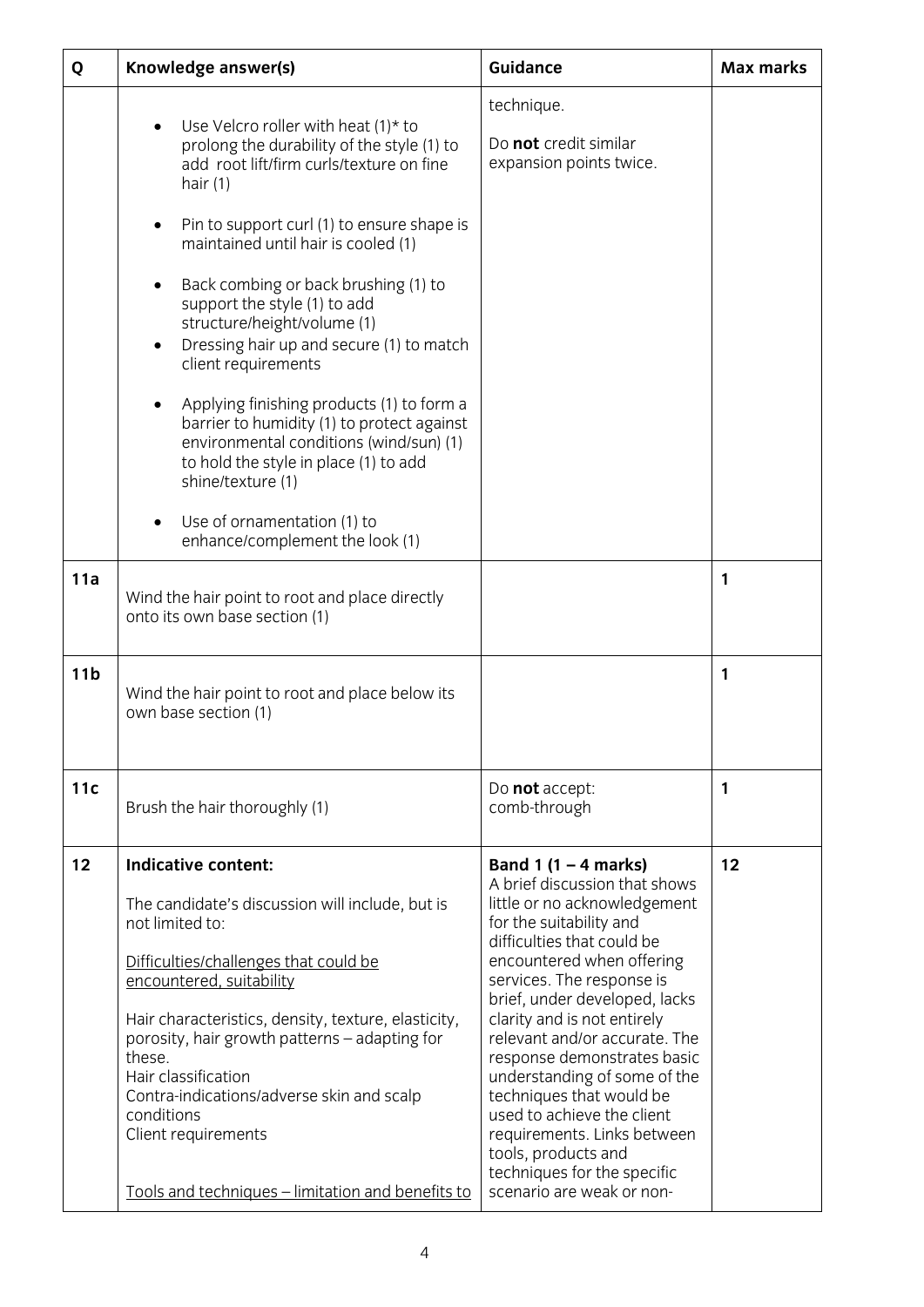| Q | Knowledge answer(s) | Guidance | Max marks |
|---|---|---|---|
| | <ul><li>Use Velcro roller with heat (1)* to prolong the durability of the style (1) to add root lift/firm curls/texture on fine hair (1)</li><li>Pin to support curl (1) to ensure shape is maintained until hair is cooled (1)</li><li>Back combing or back brushing (1) to support the style (1) to add structure/height/volume (1)</li><li>Dressing hair up and secure (1) to match client requirements</li><li>Applying finishing products (1) to form a barrier to humidity (1) to protect against environmental conditions (wind/sun) (1) to hold the style in place (1) to add shine/texture (1)</li><li>Use of ornamentation (1) to enhance/complement the look (1)</li></ul> | technique.<br><br>Do **not** credit similar expansion points twice. | |
| **11a** | Wind the hair point to root and place directly onto its own base section (1) | | **1** |
| **11b** | Wind the hair point to root and place below its own base section (1) | | **1** |
| **11c** | Brush the hair thoroughly (1) | Do **not** accept:<br>comb-through | **1** |
| **12** | **Indicative content:**<br><br>The candidate's discussion will include, but is not limited to:<br><br><u>Difficulties/challenges that could be encountered, suitability</u><br><br>Hair characteristics, density, texture, elasticity, porosity, hair growth patterns – adapting for these.<br>Hair classification<br>Contra-indications/adverse skin and scalp conditions<br>Client requirements<br><br><u>Tools and techniques – limitation and benefits to</u> | **Band 1 (1 – 4 marks)**<br>A brief discussion that shows little or no acknowledgement for the suitability and difficulties that could be encountered when offering services. The response is brief, under developed, lacks clarity and is not entirely relevant and/or accurate. The response demonstrates basic understanding of some of the techniques that would be used to achieve the client requirements. Links between tools, products and techniques for the specific scenario are weak or non- | **12** |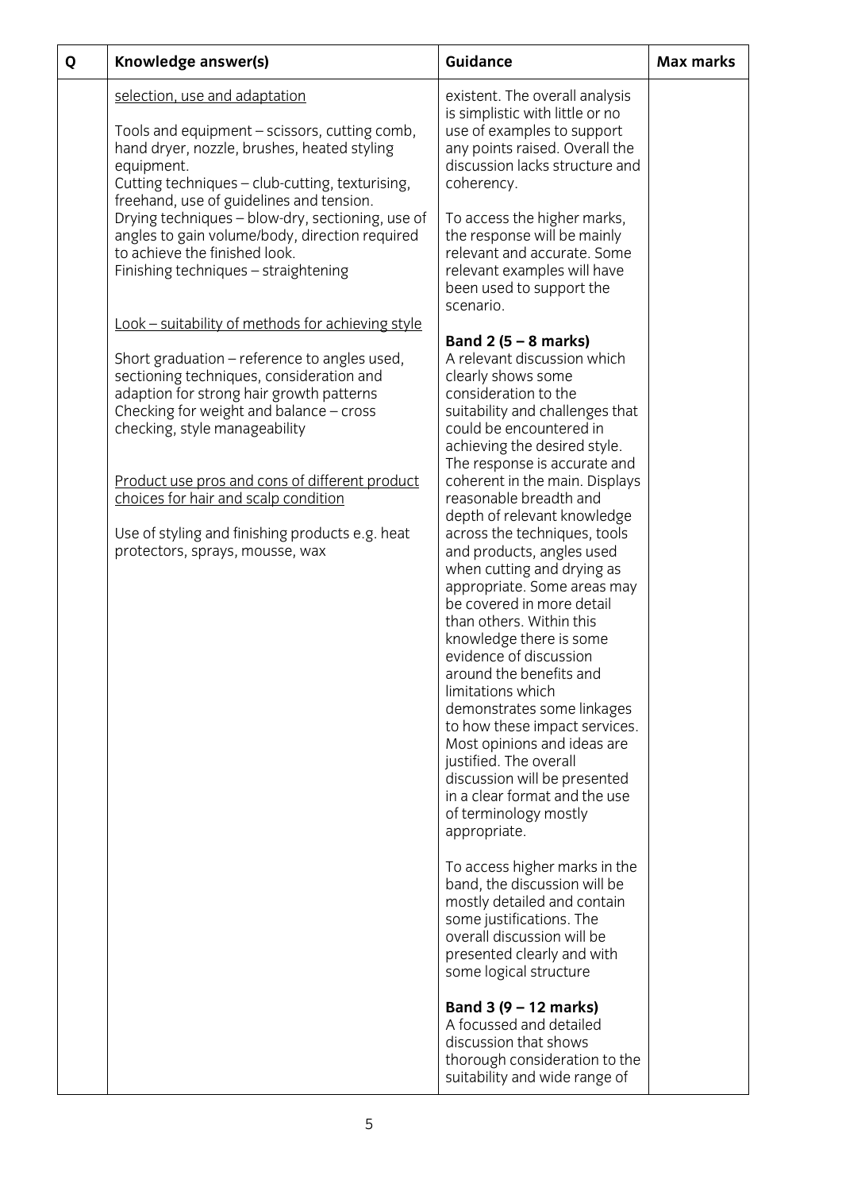| Q | Knowledge answer(s) | Guidance | Max marks |
|---|---|---|---|
| | <u>selection, use and adaptation</u><br><br>Tools and equipment – scissors, cutting comb, hand dryer, nozzle, brushes, heated styling equipment.<br>Cutting techniques – club-cutting, texturising, freehand, use of guidelines and tension.<br>Drying techniques – blow-dry, sectioning, use of angles to gain volume/body, direction required to achieve the finished look.<br>Finishing techniques – straightening<br><br><u>Look – suitability of methods for achieving style</u><br><br>Short graduation – reference to angles used, sectioning techniques, consideration and adaption for strong hair growth patterns<br>Checking for weight and balance – cross checking, style manageability<br><br><u>Product use pros and cons of different product choices for hair and scalp condition</u><br><br>Use of styling and finishing products e.g. heat protectors, sprays, mousse, wax | existent. The overall analysis is simplistic with little or no use of examples to support any points raised. Overall the discussion lacks structure and coherency.<br><br>To access the higher marks, the response will be mainly relevant and accurate. Some relevant examples will have been used to support the scenario.<br><br>**Band 2 (5 – 8 marks)**<br>A relevant discussion which clearly shows some consideration to the suitability and challenges that could be encountered in achieving the desired style. The response is accurate and coherent in the main. Displays reasonable breadth and depth of relevant knowledge across the techniques, tools and products, angles used when cutting and drying as appropriate. Some areas may be covered in more detail than others. Within this knowledge there is some evidence of discussion around the benefits and limitations which demonstrates some linkages to how these impact services. Most opinions and ideas are justified. The overall discussion will be presented in a clear format and the use of terminology mostly appropriate.<br><br>To access higher marks in the band, the discussion will be mostly detailed and contain some justifications. The overall discussion will be presented clearly and with some logical structure<br><br>**Band 3 (9 – 12 marks)**<br>A focussed and detailed discussion that shows thorough consideration to the suitability and wide range of | |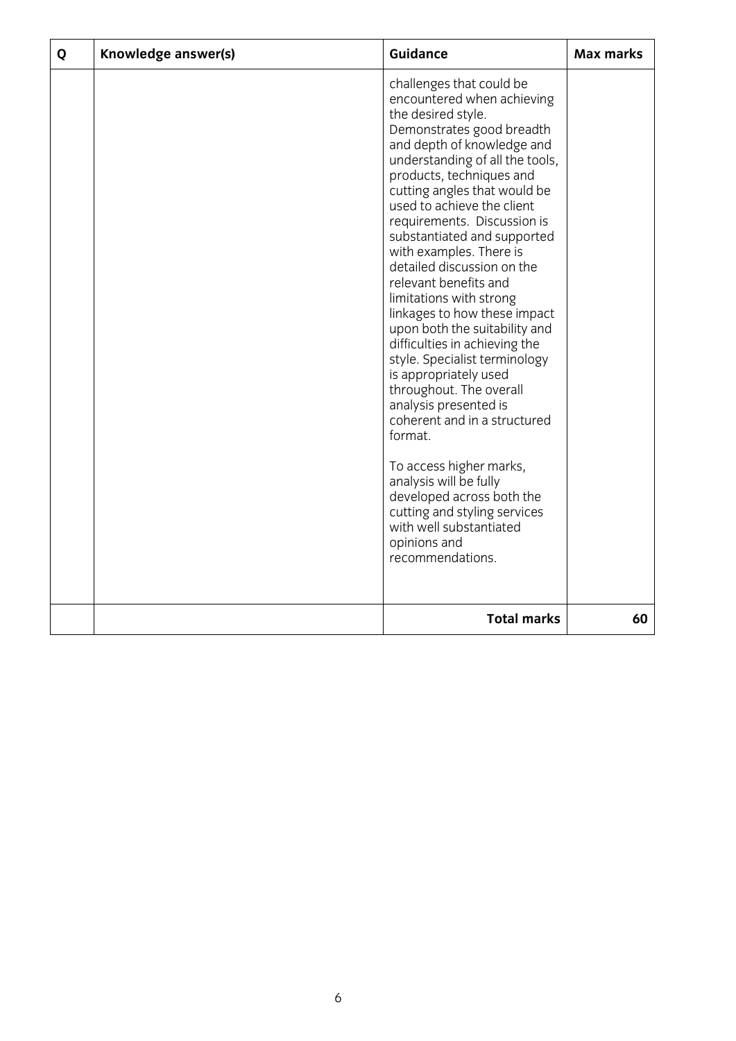| Q | Knowledge answer(s) | Guidance | Max marks |
|---|---|---|---|
| | | challenges that could be encountered when achieving the desired style. Demonstrates good breadth and depth of knowledge and understanding of all the tools, products, techniques and cutting angles that would be used to achieve the client requirements. Discussion is substantiated and supported with examples. There is detailed discussion on the relevant benefits and limitations with strong linkages to how these impact upon both the suitability and difficulties in achieving the style. Specialist terminology is appropriately used throughout. The overall analysis presented is coherent and in a structured format.<br><br>To access higher marks, analysis will be fully developed across both the cutting and styling services with well substantiated opinions and recommendations. | |
| | | **Total marks** | **60** |